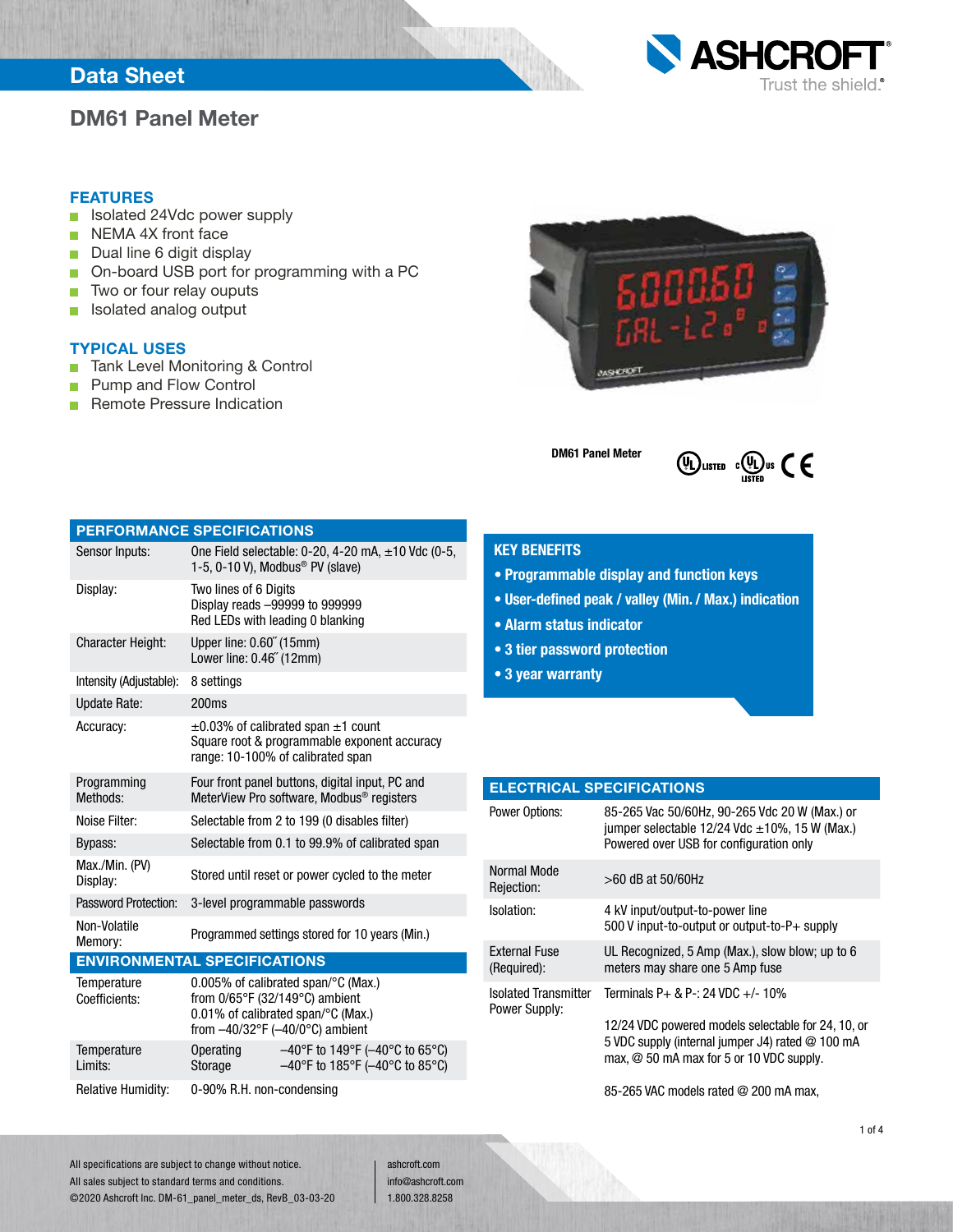# Data Sheet

## DM61 Panel Meter

### FEATURES

- Isolated 24Vdc power supply
- NEMA 4X front face
- Dual line 6 digit display
- On-board USB port for programming with a PC
- Two or four relay ouputs
- Isolated analog output

### TYPICAL USES

- Tank Level Monitoring & Control
- Pump and Flow Control
- Remote Pressure Indication

DM61 Panel Meter

### PERFORMANCE SPECIFICATIONS

| | |
|---|---|
| Sensor Inputs: | One Field selectable: 0-20, 4-20 mA, ±10 Vdc (0-5, 1-5, 0-10 V), Modbus® PV (slave) |
| Display: | Two lines of 6 Digits<br>Display reads –99999 to 999999<br>Red LEDs with leading 0 blanking |
| Character Height: | Upper line: 0.60˝ (15mm)<br>Lower line: 0.46˝ (12mm) |
| Intensity (Adjustable): | 8 settings |
| Update Rate: | 200ms |
| Accuracy: | ±0.03% of calibrated span ±1 count<br>Square root & programmable exponent accuracy range: 10-100% of calibrated span |
| Programming Methods: | Four front panel buttons, digital input, PC and MeterView Pro software, Modbus® registers |
| Noise Filter: | Selectable from 2 to 199 (0 disables filter) |
| Bypass: | Selectable from 0.1 to 99.9% of calibrated span |
| Max./Min. (PV) Display: | Stored until reset or power cycled to the meter |
| Password Protection: | 3-level programmable passwords |
| Non-Volatile Memory: | Programmed settings stored for 10 years (Min.) |

### ENVIRONMENTAL SPECIFICATIONS

| | |
|---|---|
| Temperature Coefficients: | 0.005% of calibrated span/°C (Max.) from 0/65°F (32/149°C) ambient<br>0.01% of calibrated span/°C (Max.) from –40/32°F (–40/0°C) ambient |
| Temperature Limits: | Operating –40°F to 149°F (–40°C to 65°C)<br>Storage –40°F to 185°F (–40°C to 85°C) |
| Relative Humidity: | 0-90% R.H. non-condensing |

### KEY BENEFITS

- Programmable display and function keys
- User-defined peak / valley (Min. / Max.) indication
- Alarm status indicator
- 3 tier password protection
- 3 year warranty

### ELECTRICAL SPECIFICATIONS

| | |
|---|---|
| Power Options: | 85-265 Vac 50/60Hz, 90-265 Vdc 20 W (Max.) or jumper selectable 12/24 Vdc ±10%, 15 W (Max.)<br>Powered over USB for configuration only |
| Normal Mode Rejection: | >60 dB at 50/60Hz |
| Isolation: | 4 kV input/output-to-power line<br>500 V input-to-output or output-to-P+ supply |
| External Fuse (Required): | UL Recognized, 5 Amp (Max.), slow blow; up to 6 meters may share one 5 Amp fuse |
| Isolated Transmitter Power Supply: | Terminals P+ & P-: 24 VDC +/- 10%<br><br>12/24 VDC powered models selectable for 24, 10, or 5 VDC supply (internal jumper J4) rated @ 100 mA max, @ 50 mA max for 5 or 10 VDC supply.<br><br>85-265 VAC models rated @ 200 mA max, |

All specifications are subject to change without notice.
All sales subject to standard terms and conditions.
©2020 Ashcroft Inc. DM-61_panel_meter_ds, RevB_03-03-20

ashcroft.com
info@ashcroft.com
1.800.328.8258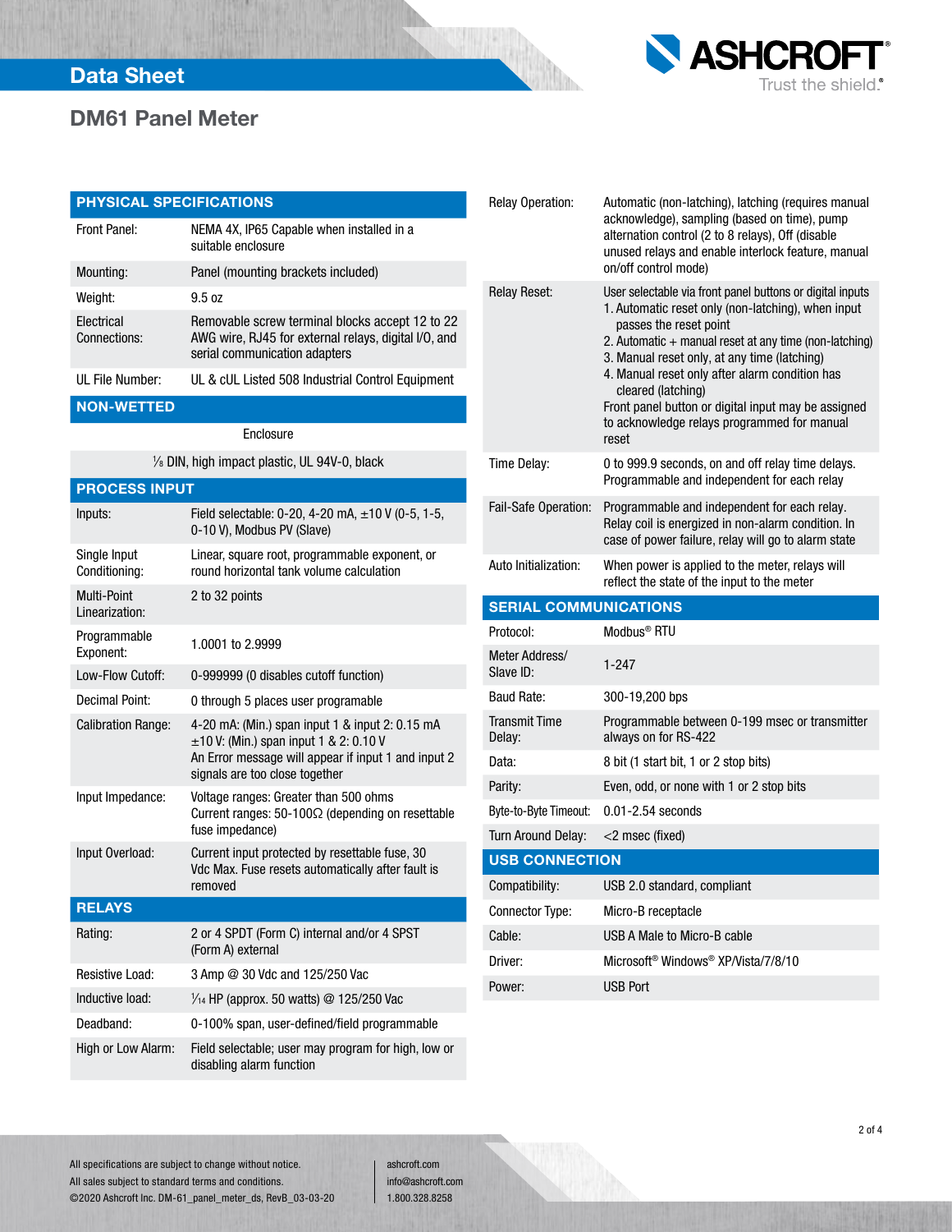## Data Sheet

# DM61 Panel Meter

### PHYSICAL SPECIFICATIONS

| | |
|---|---|
| Front Panel: | NEMA 4X, IP65 Capable when installed in a suitable enclosure |
| Mounting: | Panel (mounting brackets included) |
| Weight: | 9.5 oz |
| Electrical Connections: | Removable screw terminal blocks accept 12 to 22 AWG wire, RJ45 for external relays, digital I/O, and serial communication adapters |
| UL File Number: | UL & cUL Listed 508 Industrial Control Equipment |

### NON-WETTED

| Enclosure |
|---|
| ⅛ DIN, high impact plastic, UL 94V-0, black |

### PROCESS INPUT

| | |
|---|---|
| Inputs: | Field selectable: 0-20, 4-20 mA, ±10 V (0-5, 1-5, 0-10 V), Modbus PV (Slave) |
| Single Input Conditioning: | Linear, square root, programmable exponent, or round horizontal tank volume calculation |
| Multi-Point Linearization: | 2 to 32 points |
| Programmable Exponent: | 1.0001 to 2.9999 |
| Low-Flow Cutoff: | 0-999999 (0 disables cutoff function) |
| Decimal Point: | 0 through 5 places user programable |
| Calibration Range: | 4-20 mA: (Min.) span input 1 & input 2: 0.15 mA<br>±10 V: (Min.) span input 1 & 2: 0.10 V<br>An Error message will appear if input 1 and input 2 signals are too close together |
| Input Impedance: | Voltage ranges: Greater than 500 ohms<br>Current ranges: 50-100Ω (depending on resettable fuse impedance) |
| Input Overload: | Current input protected by resettable fuse, 30 Vdc Max. Fuse resets automatically after fault is removed |

### RELAYS

| | |
|---|---|
| Rating: | 2 or 4 SPDT (Form C) internal and/or 4 SPST (Form A) external |
| Resistive Load: | 3 Amp @ 30 Vdc and 125/250 Vac |
| Inductive load: | 1⁄14 HP (approx. 50 watts) @ 125/250 Vac |
| Deadband: | 0-100% span, user-defined/field programmable |
| High or Low Alarm: | Field selectable; user may program for high, low or disabling alarm function |
| Relay Operation: | Automatic (non-latching), latching (requires manual acknowledge), sampling (based on time), pump alternation control (2 to 8 relays), Off (disable unused relays and enable interlock feature, manual on/off control mode) |
| Relay Reset: | User selectable via front panel buttons or digital inputs<br>1. Automatic reset only (non-latching), when input passes the reset point<br>2. Automatic + manual reset at any time (non-latching)<br>3. Manual reset only, at any time (latching)<br>4. Manual reset only after alarm condition has cleared (latching)<br>Front panel button or digital input may be assigned to acknowledge relays programmed for manual reset |
| Time Delay: | 0 to 999.9 seconds, on and off relay time delays. Programmable and independent for each relay |
| Fail-Safe Operation: | Programmable and independent for each relay. Relay coil is energized in non-alarm condition. In case of power failure, relay will go to alarm state |
| Auto Initialization: | When power is applied to the meter, relays will reflect the state of the input to the meter |

### SERIAL COMMUNICATIONS

| | |
|---|---|
| Protocol: | Modbus® RTU |
| Meter Address/ Slave ID: | 1-247 |
| Baud Rate: | 300-19,200 bps |
| Transmit Time Delay: | Programmable between 0-199 msec or transmitter always on for RS-422 |
| Data: | 8 bit (1 start bit, 1 or 2 stop bits) |
| Parity: | Even, odd, or none with 1 or 2 stop bits |
| Byte-to-Byte Timeout: | 0.01-2.54 seconds |
| Turn Around Delay: | <2 msec (fixed) |

### USB CONNECTION

| | |
|---|---|
| Compatibility: | USB 2.0 standard, compliant |
| Connector Type: | Micro-B receptacle |
| Cable: | USB A Male to Micro-B cable |
| Driver: | Microsoft® Windows® XP/Vista/7/8/10 |
| Power: | USB Port |

All specifications are subject to change without notice.
All sales subject to standard terms and conditions.
©2020 Ashcroft Inc. DM-61_panel_meter_ds, RevB_03-03-20

ashcroft.com
info@ashcroft.com
1.800.328.8258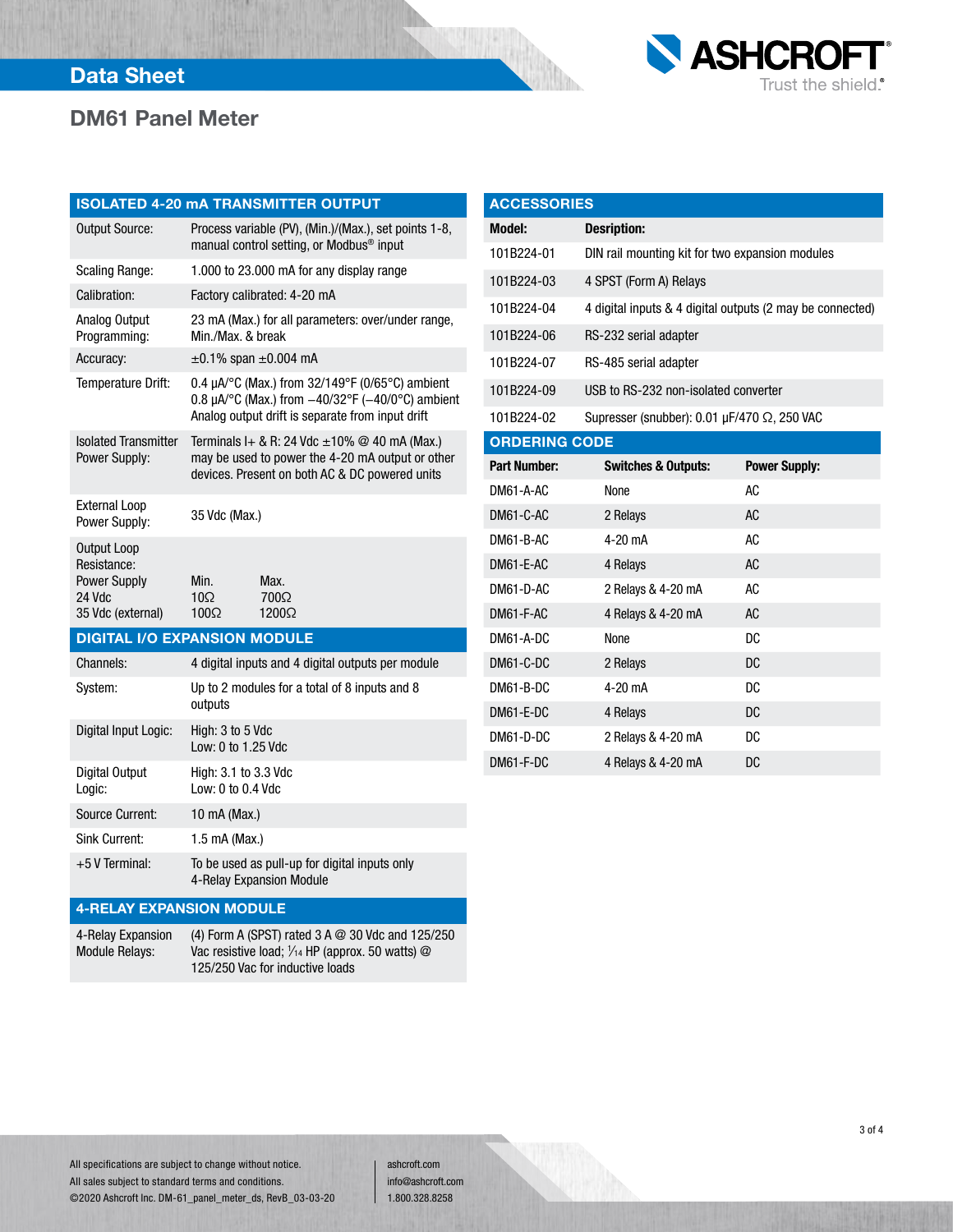# DM61 Panel Meter

## ISOLATED 4-20 mA TRANSMITTER OUTPUT

| | |
|---|---|
| Output Source: | Process variable (PV), (Min.)/(Max.), set points 1-8, manual control setting, or Modbus® input |
| Scaling Range: | 1.000 to 23.000 mA for any display range |
| Calibration: | Factory calibrated: 4-20 mA |
| Analog Output Programming: | 23 mA (Max.) for all parameters: over/under range, Min./Max. & break |
| Accuracy: | ±0.1% span ±0.004 mA |
| Temperature Drift: | 0.4 μA/°C (Max.) from 32/149°F (0/65°C) ambient<br>0.8 μA/°C (Max.) from –40/32°F (–40/0°C) ambient<br>Analog output drift is separate from input drift |
| Isolated Transmitter Power Supply: | Terminals I+ & R: 24 Vdc ±10% @ 40 mA (Max.) may be used to power the 4-20 mA output or other devices. Present on both AC & DC powered units |
| External Loop Power Supply: | 35 Vdc (Max.) |

Output Loop Resistance:

| Power Supply | Min. | Max. |
|---|---|---|
| 24 Vdc | 10Ω | 700Ω |
| 35 Vdc (external) | 100Ω | 1200Ω |

## DIGITAL I/O EXPANSION MODULE

| | |
|---|---|
| Channels: | 4 digital inputs and 4 digital outputs per module |
| System: | Up to 2 modules for a total of 8 inputs and 8 outputs |
| Digital Input Logic: | High: 3 to 5 Vdc<br>Low: 0 to 1.25 Vdc |
| Digital Output Logic: | High: 3.1 to 3.3 Vdc<br>Low: 0 to 0.4 Vdc |
| Source Current: | 10 mA (Max.) |
| Sink Current: | 1.5 mA (Max.) |
| +5 V Terminal: | To be used as pull-up for digital inputs only<br>4-Relay Expansion Module |

## 4-RELAY EXPANSION MODULE

| | |
|---|---|
| 4-Relay Expansion Module Relays: | (4) Form A (SPST) rated 3 A @ 30 Vdc and 125/250 Vac resistive load; 1⁄14 HP (approx. 50 watts) @ 125/250 Vac for inductive loads |

## ACCESSORIES

| Model: | Desription: |
|---|---|
| 101B224-01 | DIN rail mounting kit for two expansion modules |
| 101B224-03 | 4 SPST (Form A) Relays |
| 101B224-04 | 4 digital inputs & 4 digital outputs (2 may be connected) |
| 101B224-06 | RS-232 serial adapter |
| 101B224-07 | RS-485 serial adapter |
| 101B224-09 | USB to RS-232 non-isolated converter |
| 101B224-02 | Supresser (snubber): 0.01 μF/470 Ω, 250 VAC |

## ORDERING CODE

| Part Number: | Switches & Outputs: | Power Supply: |
|---|---|---|
| DM61-A-AC | None | AC |
| DM61-C-AC | 2 Relays | AC |
| DM61-B-AC | 4-20 mA | AC |
| DM61-E-AC | 4 Relays | AC |
| DM61-D-AC | 2 Relays & 4-20 mA | AC |
| DM61-F-AC | 4 Relays & 4-20 mA | AC |
| DM61-A-DC | None | DC |
| DM61-C-DC | 2 Relays | DC |
| DM61-B-DC | 4-20 mA | DC |
| DM61-E-DC | 4 Relays | DC |
| DM61-D-DC | 2 Relays & 4-20 mA | DC |
| DM61-F-DC | 4 Relays & 4-20 mA | DC |

All specifications are subject to change without notice.
All sales subject to standard terms and conditions.
©2020 Ashcroft Inc. DM-61_panel_meter_ds, RevB_03-03-20

ashcroft.com
info@ashcroft.com
1.800.328.8258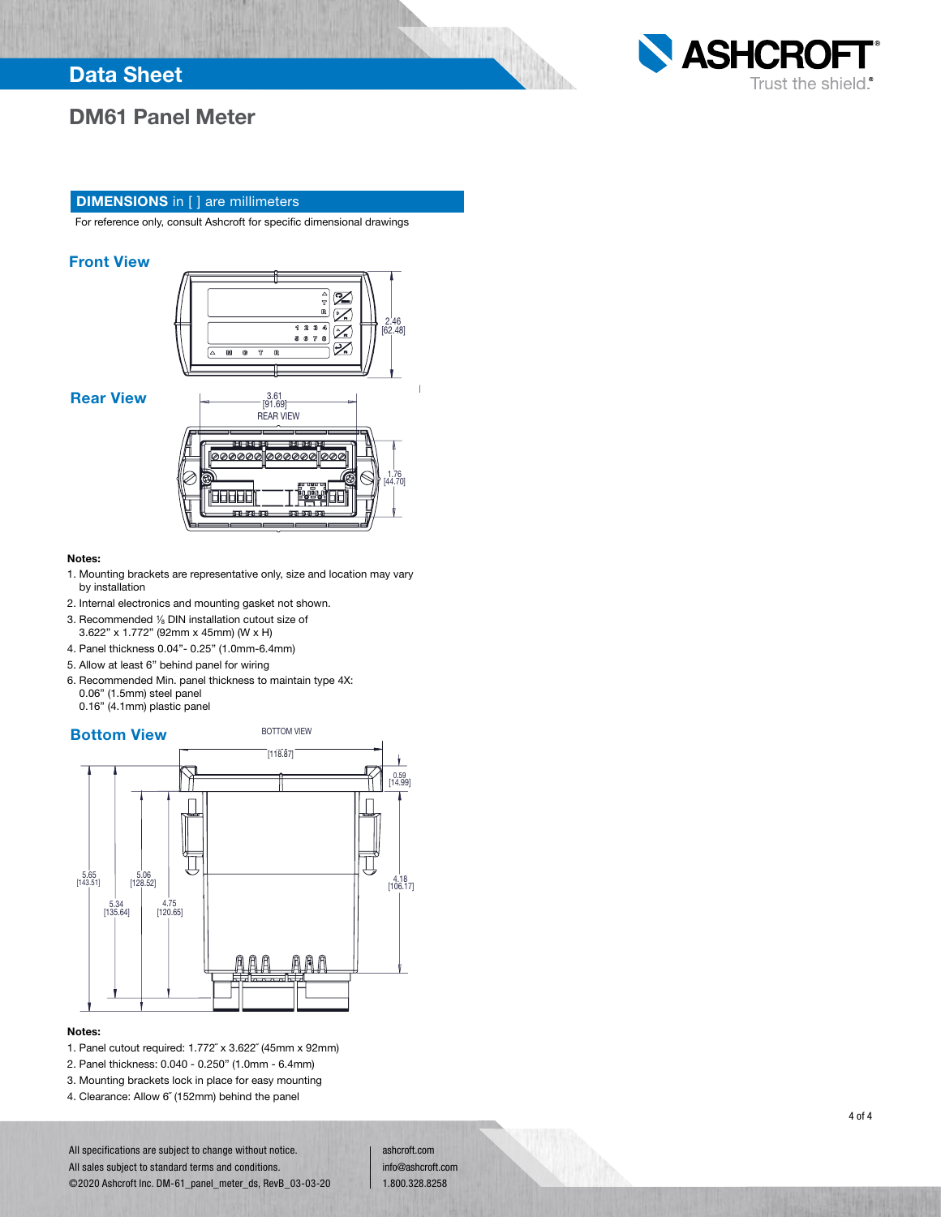# Data Sheet

## DM61 Panel Meter

### DIMENSIONS in [ ] are millimeters

For reference only, consult Ashcroft for specific dimensional drawings

### Front View

2.46
[62.48]

### Rear View

3.61
[91.69]
REAR VIEW

1.76
[44.70]

**Notes:**

1. Mounting brackets are representative only, size and location may vary by installation
2. Internal electronics and mounting gasket not shown.
3. Recommended ⅛ DIN installation cutout size of 3.622" x 1.772" (92mm x 45mm) (W x H)
4. Panel thickness 0.04"- 0.25" (1.0mm-6.4mm)
5. Allow at least 6" behind panel for wiring
6. Recommended Min. panel thickness to maintain type 4X:
   0.06" (1.5mm) steel panel
   0.16" (4.1mm) plastic panel

### Bottom View

BOTTOM VIEW

[118.87]

0.59
[14.99]

5.65
[143.51]

5.06
[128.52]

5.34
[135.64]

4.75
[120.65]

4.18
[106.17]

**Notes:**

1. Panel cutout required: 1.772˝ x 3.622˝ (45mm x 92mm)
2. Panel thickness: 0.040 - 0.250" (1.0mm - 6.4mm)
3. Mounting brackets lock in place for easy mounting
4. Clearance: Allow 6˝ (152mm) behind the panel

All specifications are subject to change without notice.
All sales subject to standard terms and conditions.
©2020 Ashcroft Inc. DM-61_panel_meter_ds, RevB_03-03-20

ashcroft.com
info@ashcroft.com
1.800.328.8258